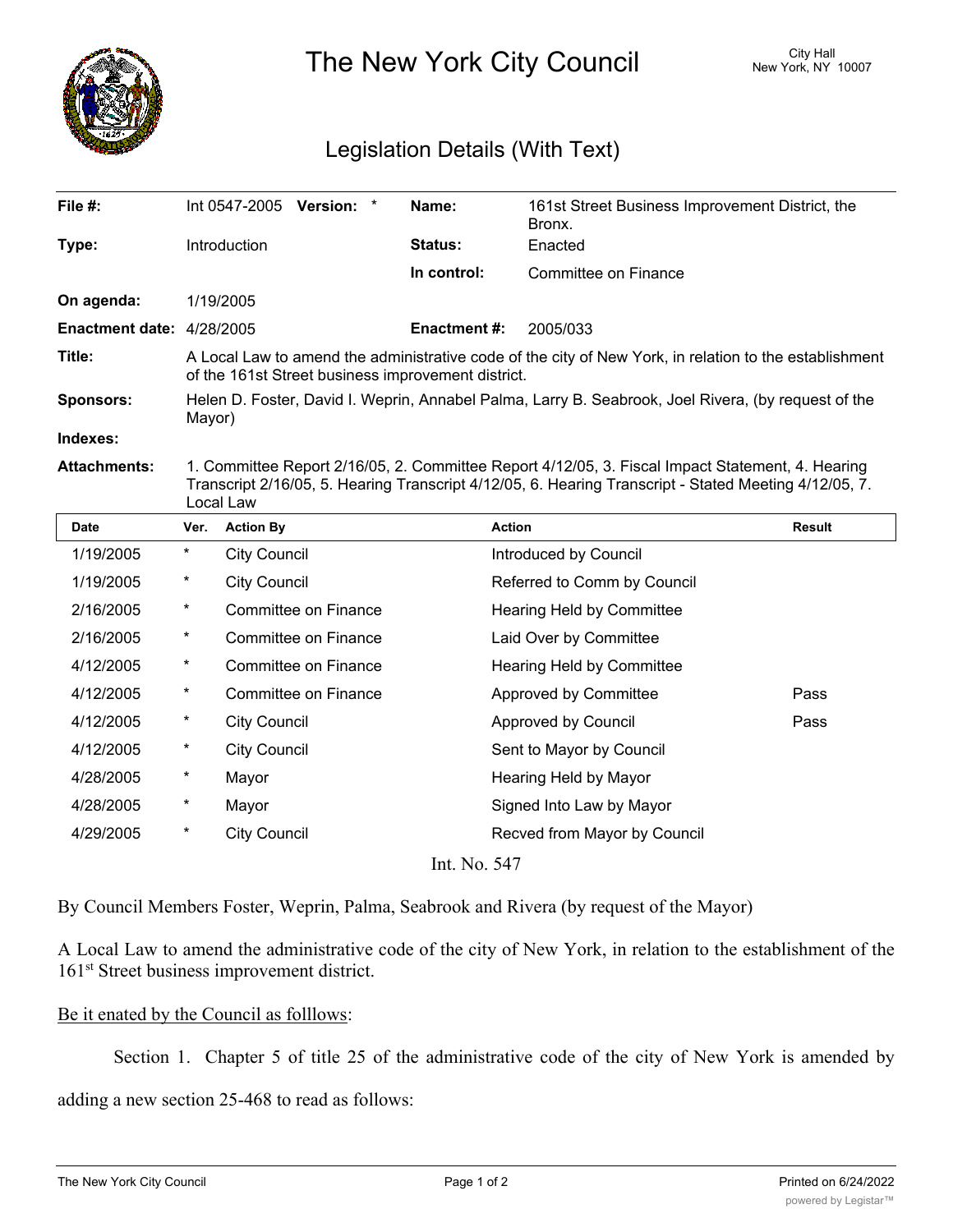# The New York City Council

City Hall
New York, NY 10007

## Legislation Details (With Text)

| | | | |
|---|---|---|---|
| **File #:** | Int 0547-2005 **Version:** * | **Name:** | 161st Street Business Improvement District, the Bronx. |
| **Type:** | Introduction | **Status:** | Enacted |
| | | **In control:** | Committee on Finance |
| **On agenda:** | 1/19/2005 | | |
| **Enactment date:** | 4/28/2005 | **Enactment #:** | 2005/033 |

**Title:** A Local Law to amend the administrative code of the city of New York, in relation to the establishment of the 161st Street business improvement district.

**Sponsors:** Helen D. Foster, David I. Weprin, Annabel Palma, Larry B. Seabrook, Joel Rivera, (by request of the Mayor)

**Indexes:**

**Attachments:** 1. Committee Report 2/16/05, 2. Committee Report 4/12/05, 3. Fiscal Impact Statement, 4. Hearing Transcript 2/16/05, 5. Hearing Transcript 4/12/05, 6. Hearing Transcript - Stated Meeting 4/12/05, 7. Local Law

| Date | Ver. | Action By | Action | Result |
|---|---|---|---|---|
| 1/19/2005 | * | City Council | Introduced by Council | |
| 1/19/2005 | * | City Council | Referred to Comm by Council | |
| 2/16/2005 | * | Committee on Finance | Hearing Held by Committee | |
| 2/16/2005 | * | Committee on Finance | Laid Over by Committee | |
| 4/12/2005 | * | Committee on Finance | Hearing Held by Committee | |
| 4/12/2005 | * | Committee on Finance | Approved by Committee | Pass |
| 4/12/2005 | * | City Council | Approved by Council | Pass |
| 4/12/2005 | * | City Council | Sent to Mayor by Council | |
| 4/28/2005 | * | Mayor | Hearing Held by Mayor | |
| 4/28/2005 | * | Mayor | Signed Into Law by Mayor | |
| 4/29/2005 | * | City Council | Recved from Mayor by Council | |

Int. No. 547

By Council Members Foster, Weprin, Palma, Seabrook and Rivera (by request of the Mayor)

A Local Law to amend the administrative code of the city of New York, in relation to the establishment of the 161st Street business improvement district.

Be it enated by the Council as folllows:

Section 1. Chapter 5 of title 25 of the administrative code of the city of New York is amended by adding a new section 25-468 to read as follows: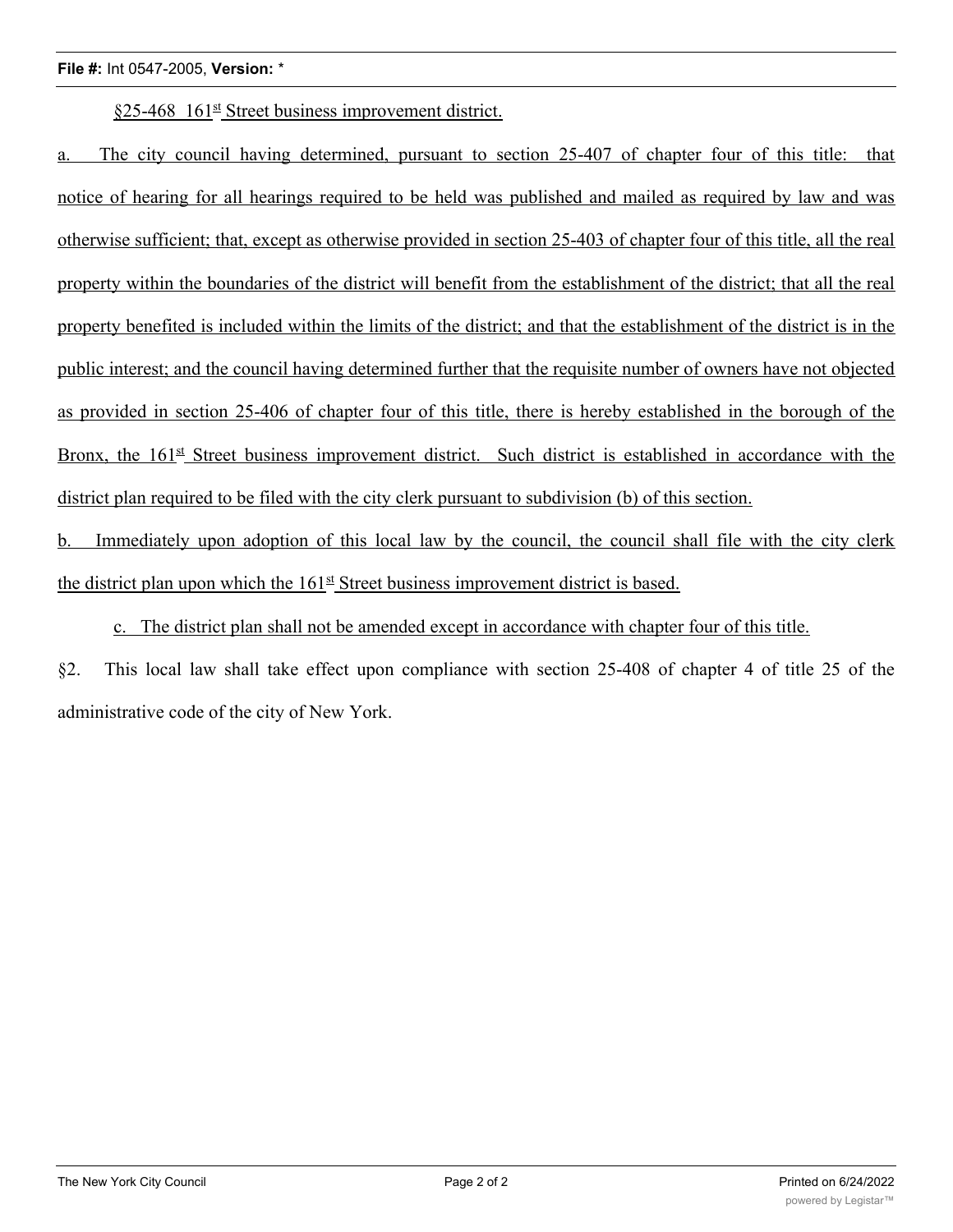§25-468 161st Street business improvement district.

a. The city council having determined, pursuant to section 25-407 of chapter four of this title: that notice of hearing for all hearings required to be held was published and mailed as required by law and was otherwise sufficient; that, except as otherwise provided in section 25-403 of chapter four of this title, all the real property within the boundaries of the district will benefit from the establishment of the district; that all the real property benefited is included within the limits of the district; and that the establishment of the district is in the public interest; and the council having determined further that the requisite number of owners have not objected as provided in section 25-406 of chapter four of this title, there is hereby established in the borough of the Bronx, the 161st Street business improvement district. Such district is established in accordance with the district plan required to be filed with the city clerk pursuant to subdivision (b) of this section.

b. Immediately upon adoption of this local law by the council, the council shall file with the city clerk the district plan upon which the 161st Street business improvement district is based.

c. The district plan shall not be amended except in accordance with chapter four of this title.

§2. This local law shall take effect upon compliance with section 25-408 of chapter 4 of title 25 of the administrative code of the city of New York.